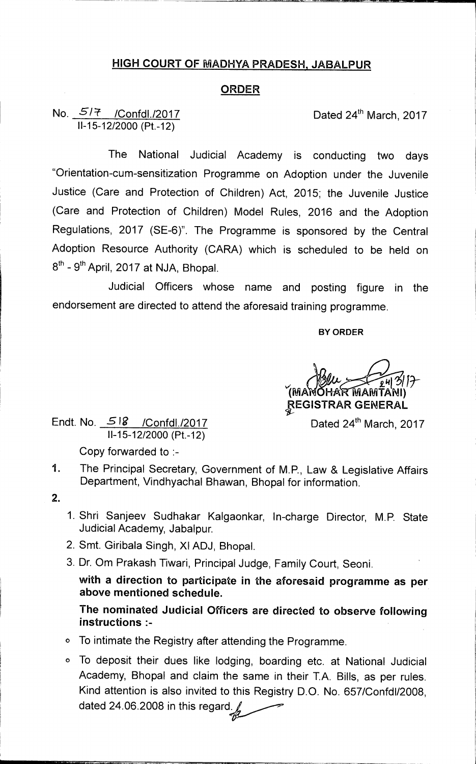# HIGH COURT OF MADHYA PRADESH, JABALPUR

## ORDER

No. 517 /Confdl./2017 Dated 24th March, 2017
II-15-12/2000 (Pt.-12)

The National Judicial Academy is conducting two days "Orientation-cum-sensitization Programme on Adoption under the Juvenile Justice (Care and Protection of Children) Act, 2015; the Juvenile Justice (Care and Protection of Children) Model Rules, 2016 and the Adoption Regulations, 2017 (SE-6)". The Programme is sponsored by the Central Adoption Resource Authority (CARA) which is scheduled to be held on 8th - 9th April, 2017 at NJA, Bhopal.

Judicial Officers whose name and posting figure in the endorsement are directed to attend the aforesaid training programme.

**BY ORDER**

(MANOHAR MAMTANI)
REGISTRAR GENERAL

Endt. No. 518 /Confdl./2017 Dated 24th March, 2017
II-15-12/2000 (Pt.-12)

Copy forwarded to :-

1. The Principal Secretary, Government of M.P., Law & Legislative Affairs Department, Vindhyachal Bhawan, Bhopal for information.
2.
   1. Shri Sanjeev Sudhakar Kalgaonkar, In-charge Director, M.P. State Judicial Academy, Jabalpur.
   2. Smt. Giribala Singh, XI ADJ, Bhopal.
   3. Dr. Om Prakash Tiwari, Principal Judge, Family Court, Seoni.

   **with a direction to participate in the aforesaid programme as per above mentioned schedule.**

   **The nominated Judicial Officers are directed to observe following instructions :-**

- To intimate the Registry after attending the Programme.
- To deposit their dues like lodging, boarding etc. at National Judicial Academy, Bhopal and claim the same in their T.A. Bills, as per rules. Kind attention is also invited to this Registry D.O. No. 657/Confdl/2008, dated 24.06.2008 in this regard.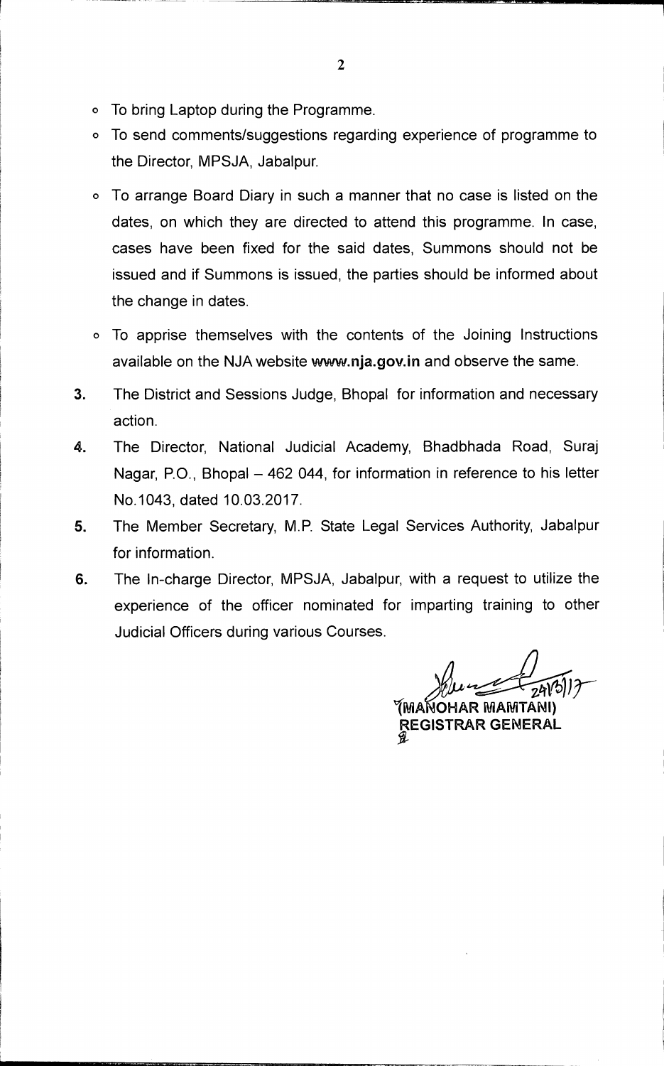- To bring Laptop during the Programme.
- To send comments/suggestions regarding experience of programme to the Director, MPSJA, Jabalpur.
- To arrange Board Diary in such a manner that no case is listed on the dates, on which they are directed to attend this programme. In case, cases have been fixed for the said dates, Summons should not be issued and if Summons is issued, the parties should be informed about the change in dates.
- To apprise themselves with the contents of the Joining Instructions available on the NJA website **www.nja.gov.in** and observe the same.

3. The District and Sessions Judge, Bhopal for information and necessary action.
4. The Director, National Judicial Academy, Bhadbhada Road, Suraj Nagar, P.O., Bhopal – 462 044, for information in reference to his letter No.1043, dated 10.03.2017.
5. The Member Secretary, M.P. State Legal Services Authority, Jabalpur for information.
6. The In-charge Director, MPSJA, Jabalpur, with a request to utilize the experience of the officer nominated for imparting training to other Judicial Officers during various Courses.

24/3/17

(MANOHAR MAMTANI)
REGISTRAR GENERAL